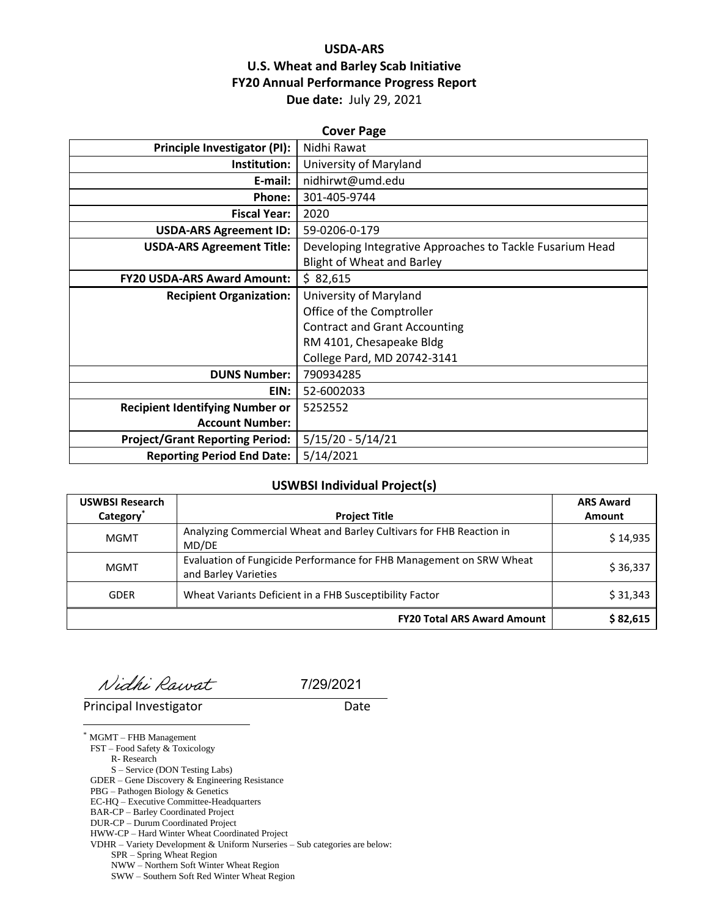# USDA-ARS
# U.S. Wheat and Barley Scab Initiative
# FY20 Annual Performance Progress Report

**Due date:** July 29, 2021

## Cover Page

| | |
|---|---|
| **Principle Investigator (PI):** | Nidhi Rawat |
| **Institution:** | University of Maryland |
| **E-mail:** | nidhirwt@umd.edu |
| **Phone:** | 301-405-9744 |
| **Fiscal Year:** | 2020 |
| **USDA-ARS Agreement ID:** | 59-0206-0-179 |
| **USDA-ARS Agreement Title:** | Developing Integrative Approaches to Tackle Fusarium Head Blight of Wheat and Barley |
| **FY20 USDA-ARS Award Amount:** | $ 82,615 |
| **Recipient Organization:** | University of Maryland<br>Office of the Comptroller<br>Contract and Grant Accounting<br>RM 4101, Chesapeake Bldg<br>College Pard, MD 20742-3141 |
| **DUNS Number:** | 790934285 |
| **EIN:** | 52-6002033 |
| **Recipient Identifying Number or Account Number:** | 5252552 |
| **Project/Grant Reporting Period:** | 5/15/20 - 5/14/21 |
| **Reporting Period End Date:** | 5/14/2021 |

## USWBSI Individual Project(s)

| USWBSI Research Category* | Project Title | ARS Award Amount |
|---|---|---|
| MGMT | Analyzing Commercial Wheat and Barley Cultivars for FHB Reaction in MD/DE | $ 14,935 |
| MGMT | Evaluation of Fungicide Performance for FHB Management on SRW Wheat and Barley Varieties | $ 36,337 |
| GDER | Wheat Variants Deficient in a FHB Susceptibility Factor | $ 31,343 |
| | **FY20 Total ARS Award Amount** | **$ 82,615** |

*Nidhi Rawat* 7/29/2021

Principal Investigator Date

---

\* MGMT – FHB Management
FST – Food Safety & Toxicology
R- Research
S – Service (DON Testing Labs)
GDER – Gene Discovery & Engineering Resistance
PBG – Pathogen Biology & Genetics
EC-HQ – Executive Committee-Headquarters
BAR-CP – Barley Coordinated Project
DUR-CP – Durum Coordinated Project
HWW-CP – Hard Winter Wheat Coordinated Project
VDHR – Variety Development & Uniform Nurseries – Sub categories are below:
SPR – Spring Wheat Region
NWW – Northern Soft Winter Wheat Region
SWW – Southern Soft Red Winter Wheat Region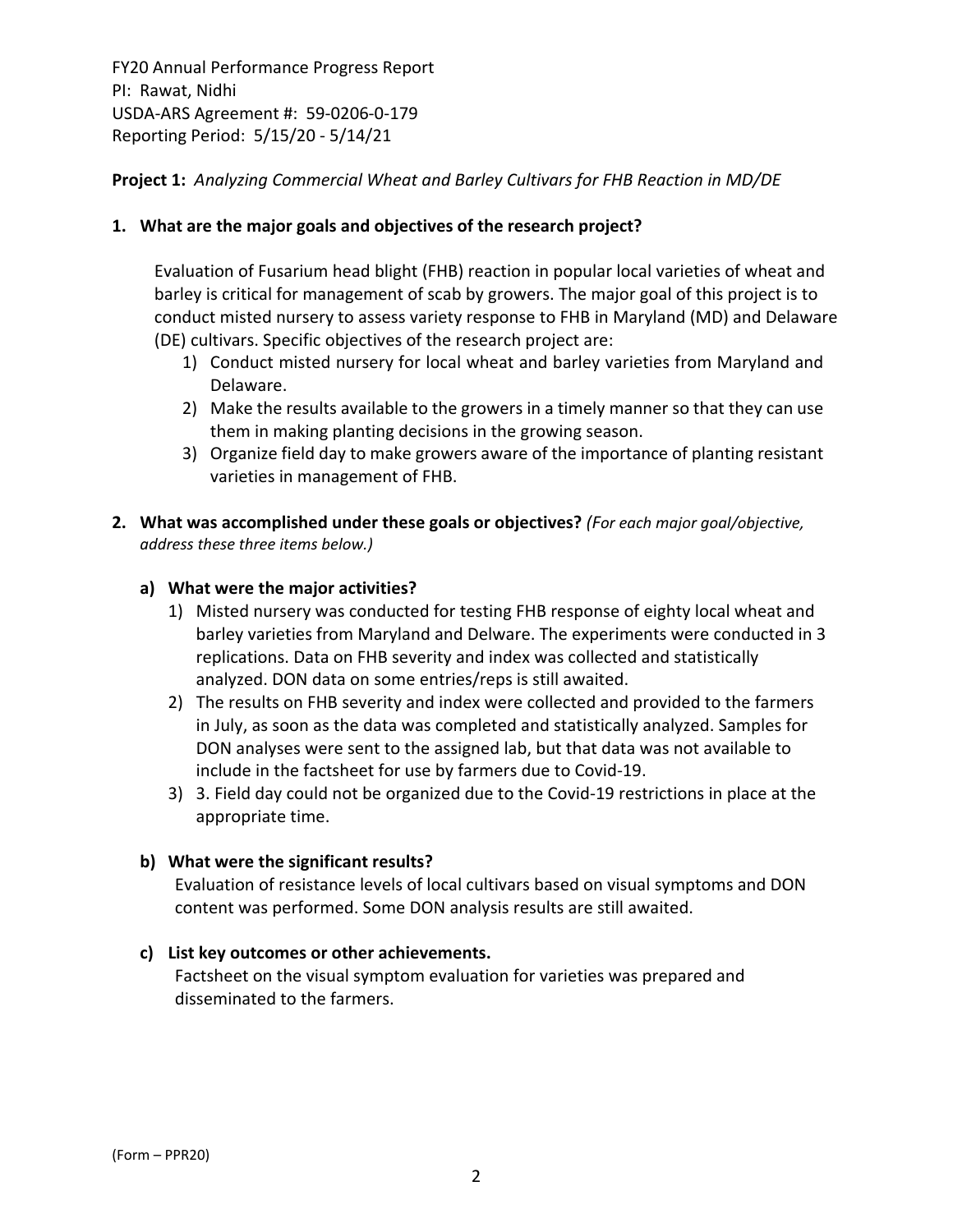FY20 Annual Performance Progress Report
PI: Rawat, Nidhi
USDA-ARS Agreement #: 59-0206-0-179
Reporting Period: 5/15/20 - 5/14/21

**Project 1:** *Analyzing Commercial Wheat and Barley Cultivars for FHB Reaction in MD/DE*

**1. What are the major goals and objectives of the research project?**

Evaluation of Fusarium head blight (FHB) reaction in popular local varieties of wheat and barley is critical for management of scab by growers. The major goal of this project is to conduct misted nursery to assess variety response to FHB in Maryland (MD) and Delaware (DE) cultivars. Specific objectives of the research project are:

1) Conduct misted nursery for local wheat and barley varieties from Maryland and Delaware.
2) Make the results available to the growers in a timely manner so that they can use them in making planting decisions in the growing season.
3) Organize field day to make growers aware of the importance of planting resistant varieties in management of FHB.

**2. What was accomplished under these goals or objectives?** *(For each major goal/objective, address these three items below.)*

**a) What were the major activities?**

1) Misted nursery was conducted for testing FHB response of eighty local wheat and barley varieties from Maryland and Delware. The experiments were conducted in 3 replications. Data on FHB severity and index was collected and statistically analyzed. DON data on some entries/reps is still awaited.
2) The results on FHB severity and index were collected and provided to the farmers in July, as soon as the data was completed and statistically analyzed. Samples for DON analyses were sent to the assigned lab, but that data was not available to include in the factsheet for use by farmers due to Covid-19.
3) 3. Field day could not be organized due to the Covid-19 restrictions in place at the appropriate time.

**b) What were the significant results?**

Evaluation of resistance levels of local cultivars based on visual symptoms and DON content was performed. Some DON analysis results are still awaited.

**c) List key outcomes or other achievements.**

Factsheet on the visual symptom evaluation for varieties was prepared and disseminated to the farmers.

(Form – PPR20)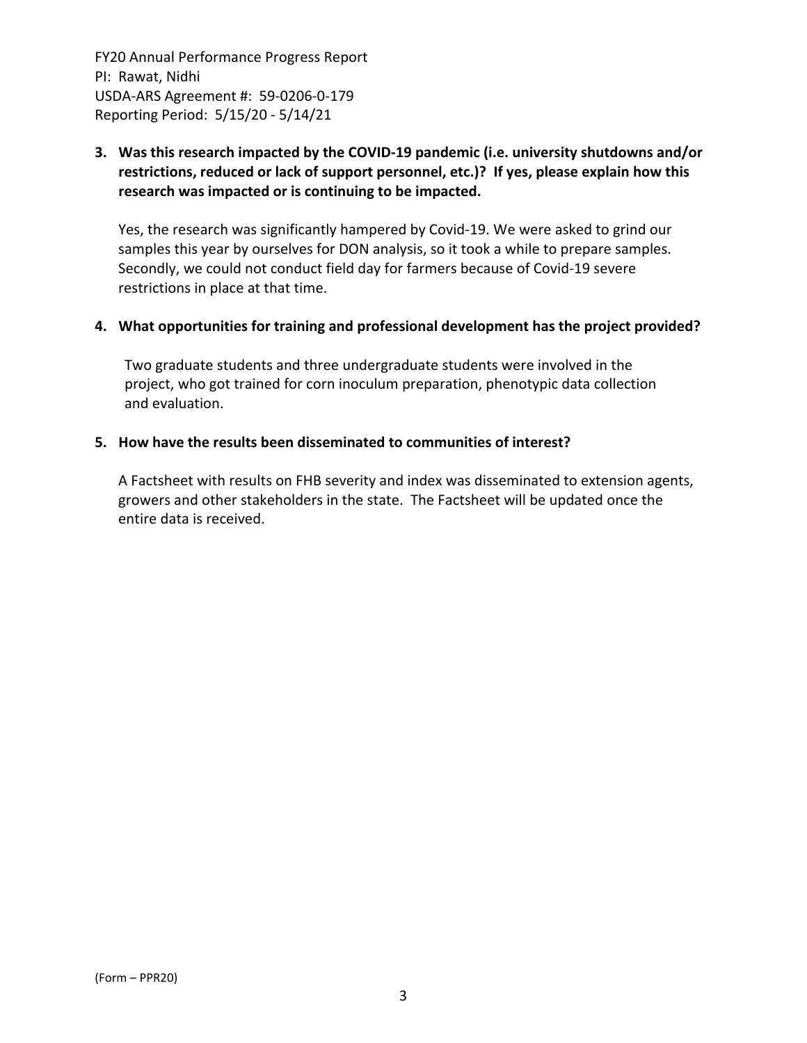**3. Was this research impacted by the COVID-19 pandemic (i.e. university shutdowns and/or restrictions, reduced or lack of support personnel, etc.)? If yes, please explain how this research was impacted or is continuing to be impacted.**

Yes, the research was significantly hampered by Covid-19. We were asked to grind our samples this year by ourselves for DON analysis, so it took a while to prepare samples. Secondly, we could not conduct field day for farmers because of Covid-19 severe restrictions in place at that time.

**4. What opportunities for training and professional development has the project provided?**

Two graduate students and three undergraduate students were involved in the project, who got trained for corn inoculum preparation, phenotypic data collection and evaluation.

**5. How have the results been disseminated to communities of interest?**

A Factsheet with results on FHB severity and index was disseminated to extension agents, growers and other stakeholders in the state. The Factsheet will be updated once the entire data is received.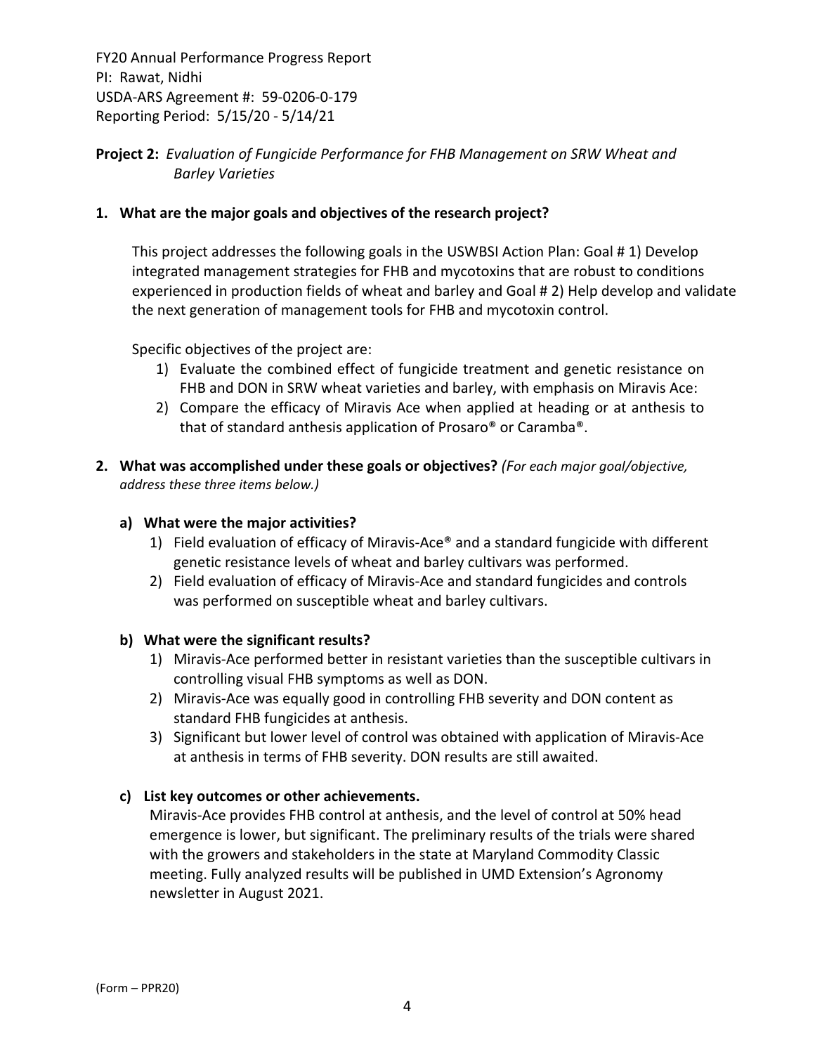**Project 2:** *Evaluation of Fungicide Performance for FHB Management on SRW Wheat and Barley Varieties*

**1. What are the major goals and objectives of the research project?**

This project addresses the following goals in the USWBSI Action Plan: Goal # 1) Develop integrated management strategies for FHB and mycotoxins that are robust to conditions experienced in production fields of wheat and barley and Goal # 2) Help develop and validate the next generation of management tools for FHB and mycotoxin control.

Specific objectives of the project are:

1) Evaluate the combined effect of fungicide treatment and genetic resistance on FHB and DON in SRW wheat varieties and barley, with emphasis on Miravis Ace:
2) Compare the efficacy of Miravis Ace when applied at heading or at anthesis to that of standard anthesis application of Prosaro® or Caramba®.

**2. What was accomplished under these goals or objectives?** *(For each major goal/objective, address these three items below.)*

**a) What were the major activities?**

1) Field evaluation of efficacy of Miravis-Ace® and a standard fungicide with different genetic resistance levels of wheat and barley cultivars was performed.
2) Field evaluation of efficacy of Miravis-Ace and standard fungicides and controls was performed on susceptible wheat and barley cultivars.

**b) What were the significant results?**

1) Miravis-Ace performed better in resistant varieties than the susceptible cultivars in controlling visual FHB symptoms as well as DON.
2) Miravis-Ace was equally good in controlling FHB severity and DON content as standard FHB fungicides at anthesis.
3) Significant but lower level of control was obtained with application of Miravis-Ace at anthesis in terms of FHB severity. DON results are still awaited.

**c) List key outcomes or other achievements.**

Miravis-Ace provides FHB control at anthesis, and the level of control at 50% head emergence is lower, but significant. The preliminary results of the trials were shared with the growers and stakeholders in the state at Maryland Commodity Classic meeting. Fully analyzed results will be published in UMD Extension's Agronomy newsletter in August 2021.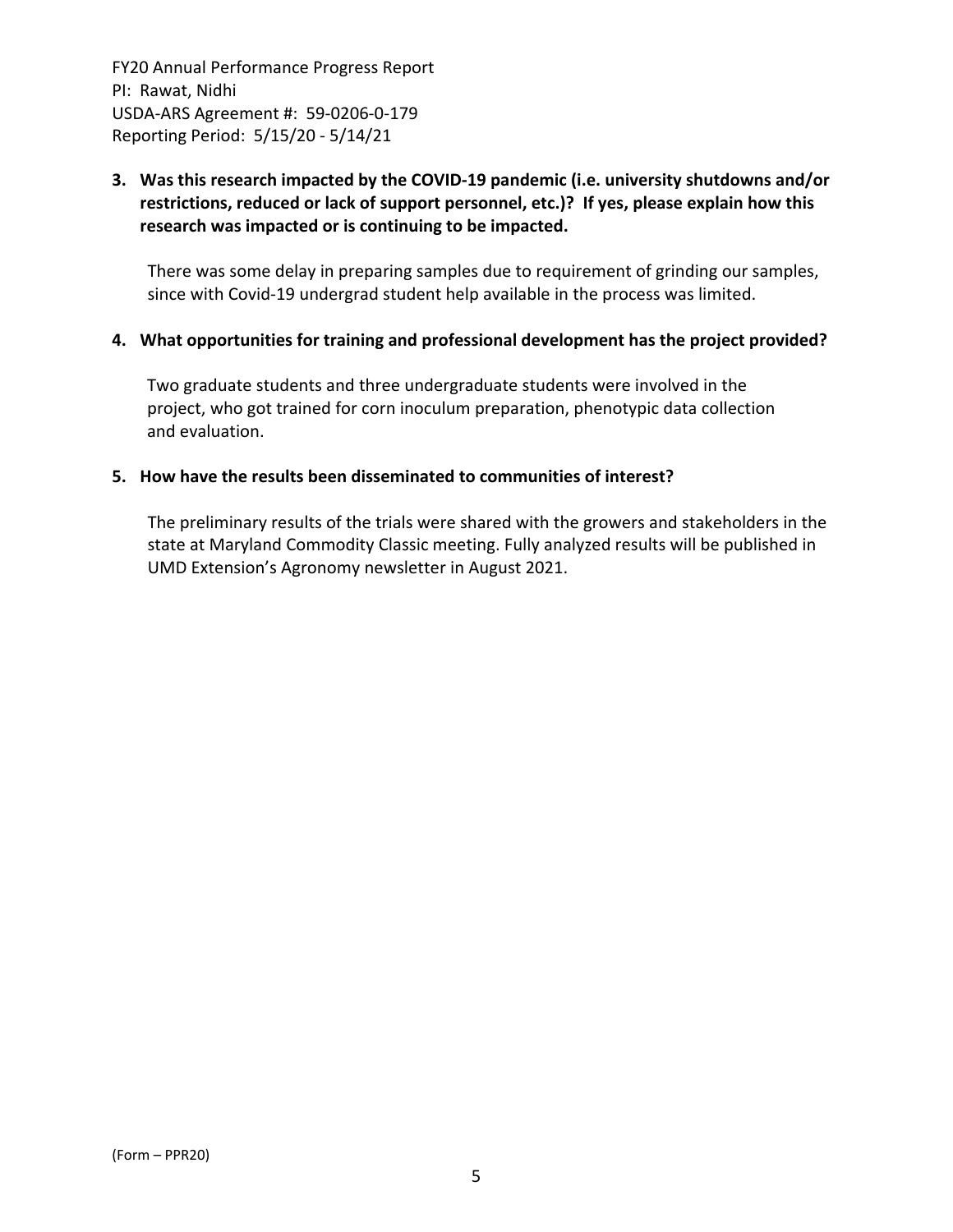**3. Was this research impacted by the COVID-19 pandemic (i.e. university shutdowns and/or restrictions, reduced or lack of support personnel, etc.)? If yes, please explain how this research was impacted or is continuing to be impacted.**

There was some delay in preparing samples due to requirement of grinding our samples, since with Covid-19 undergrad student help available in the process was limited.

**4. What opportunities for training and professional development has the project provided?**

Two graduate students and three undergraduate students were involved in the project, who got trained for corn inoculum preparation, phenotypic data collection and evaluation.

**5. How have the results been disseminated to communities of interest?**

The preliminary results of the trials were shared with the growers and stakeholders in the state at Maryland Commodity Classic meeting. Fully analyzed results will be published in UMD Extension's Agronomy newsletter in August 2021.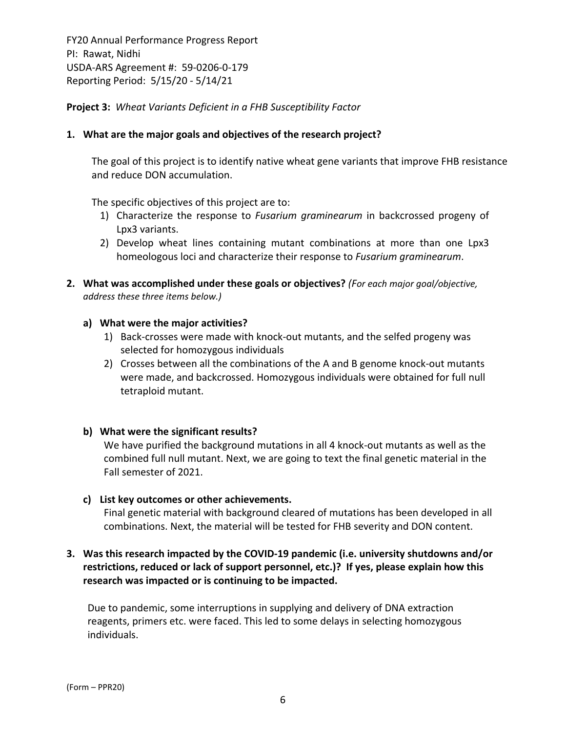FY20 Annual Performance Progress Report
PI: Rawat, Nidhi
USDA-ARS Agreement #: 59-0206-0-179
Reporting Period: 5/15/20 - 5/14/21

**Project 3:** *Wheat Variants Deficient in a FHB Susceptibility Factor*

**1. What are the major goals and objectives of the research project?**

The goal of this project is to identify native wheat gene variants that improve FHB resistance and reduce DON accumulation.

The specific objectives of this project are to:

1) Characterize the response to *Fusarium graminearum* in backcrossed progeny of Lpx3 variants.
2) Develop wheat lines containing mutant combinations at more than one Lpx3 homeologous loci and characterize their response to *Fusarium graminearum*.

**2. What was accomplished under these goals or objectives?** *(For each major goal/objective, address these three items below.)*

**a) What were the major activities?**

1) Back-crosses were made with knock-out mutants, and the selfed progeny was selected for homozygous individuals
2) Crosses between all the combinations of the A and B genome knock-out mutants were made, and backcrossed. Homozygous individuals were obtained for full null tetraploid mutant.

**b) What were the significant results?**

We have purified the background mutations in all 4 knock-out mutants as well as the combined full null mutant. Next, we are going to text the final genetic material in the Fall semester of 2021.

**c) List key outcomes or other achievements.**

Final genetic material with background cleared of mutations has been developed in all combinations. Next, the material will be tested for FHB severity and DON content.

**3. Was this research impacted by the COVID-19 pandemic (i.e. university shutdowns and/or restrictions, reduced or lack of support personnel, etc.)? If yes, please explain how this research was impacted or is continuing to be impacted.**

Due to pandemic, some interruptions in supplying and delivery of DNA extraction reagents, primers etc. were faced. This led to some delays in selecting homozygous individuals.

(Form – PPR20)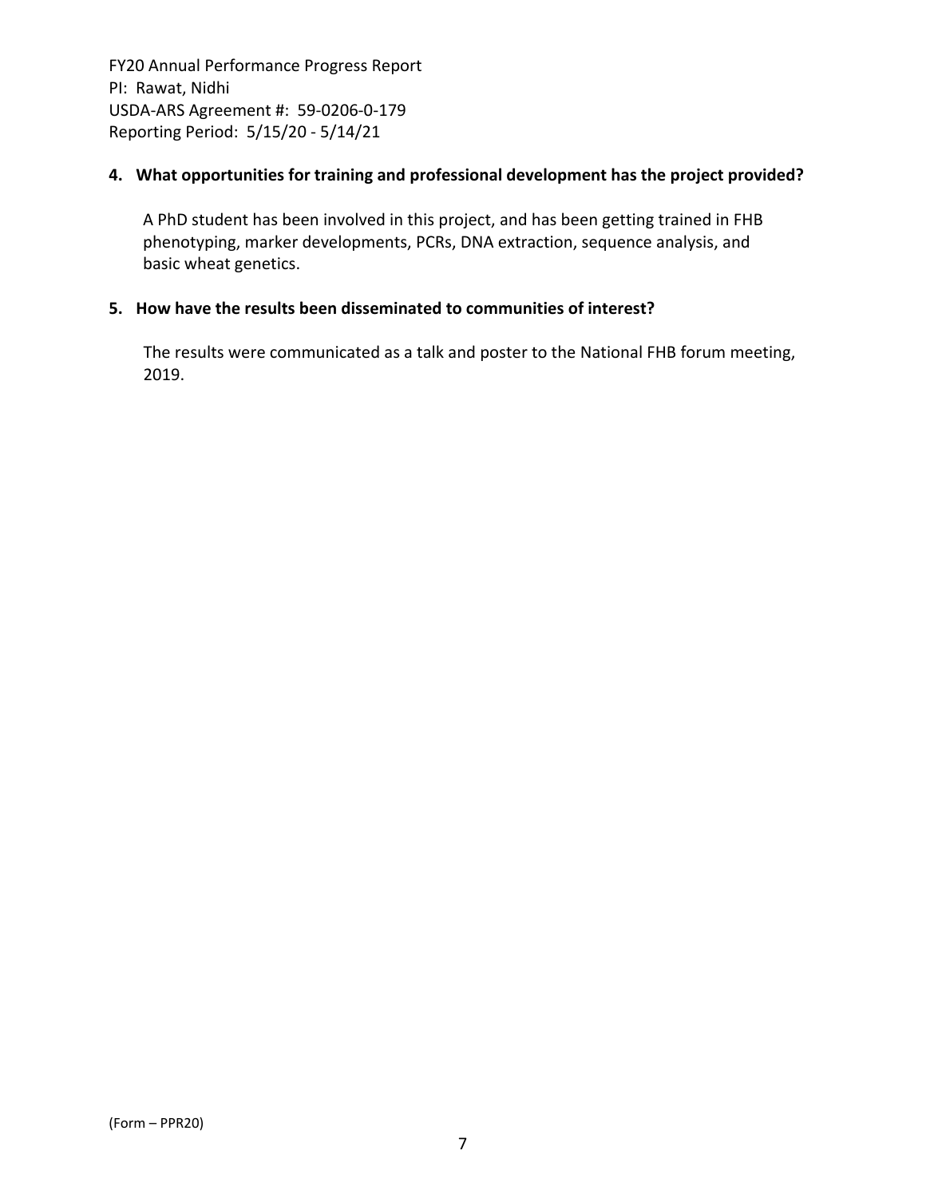**4. What opportunities for training and professional development has the project provided?**

A PhD student has been involved in this project, and has been getting trained in FHB phenotyping, marker developments, PCRs, DNA extraction, sequence analysis, and basic wheat genetics.

**5. How have the results been disseminated to communities of interest?**

The results were communicated as a talk and poster to the National FHB forum meeting, 2019.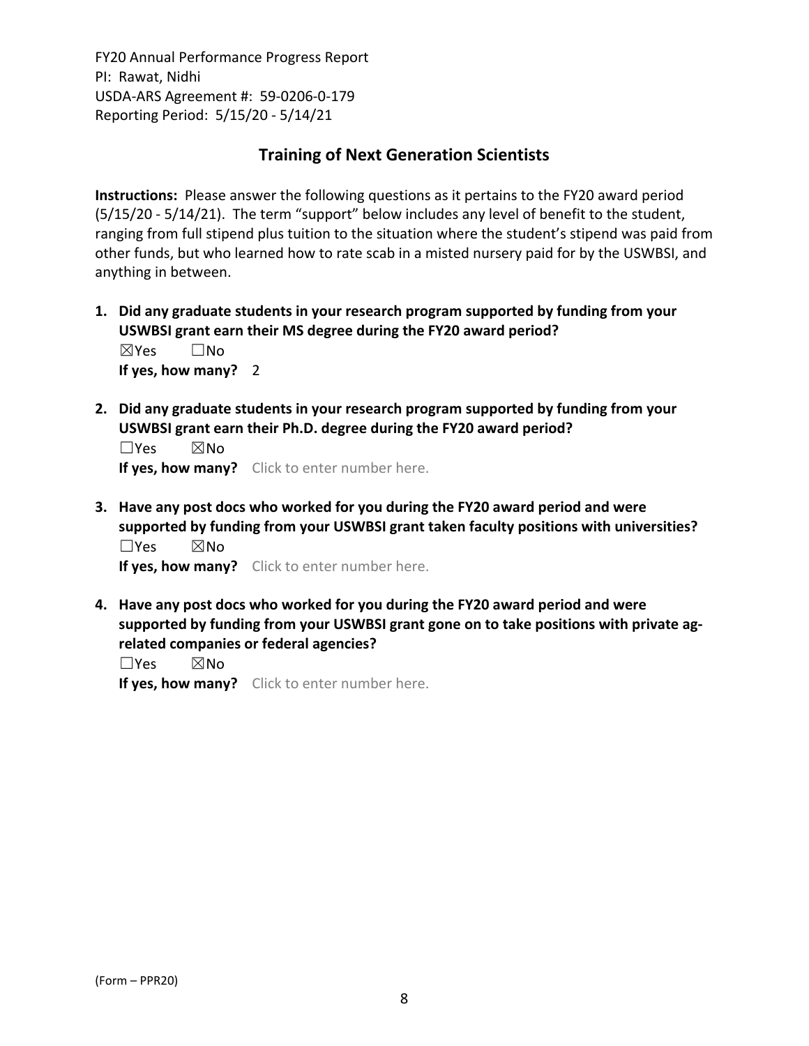## Training of Next Generation Scientists

**Instructions:** Please answer the following questions as it pertains to the FY20 award period (5/15/20 - 5/14/21). The term "support" below includes any level of benefit to the student, ranging from full stipend plus tuition to the situation where the student's stipend was paid from other funds, but who learned how to rate scab in a misted nursery paid for by the USWBSI, and anything in between.

1. **Did any graduate students in your research program supported by funding from your USWBSI grant earn their MS degree during the FY20 award period?**
   ☒Yes ☐No
   **If yes, how many?** 2

2. **Did any graduate students in your research program supported by funding from your USWBSI grant earn their Ph.D. degree during the FY20 award period?**
   ☐Yes ☒No
   **If yes, how many?** Click to enter number here.

3. **Have any post docs who worked for you during the FY20 award period and were supported by funding from your USWBSI grant taken faculty positions with universities?**
   ☐Yes ☒No
   **If yes, how many?** Click to enter number here.

4. **Have any post docs who worked for you during the FY20 award period and were supported by funding from your USWBSI grant gone on to take positions with private ag-related companies or federal agencies?**
   ☐Yes ☒No
   **If yes, how many?** Click to enter number here.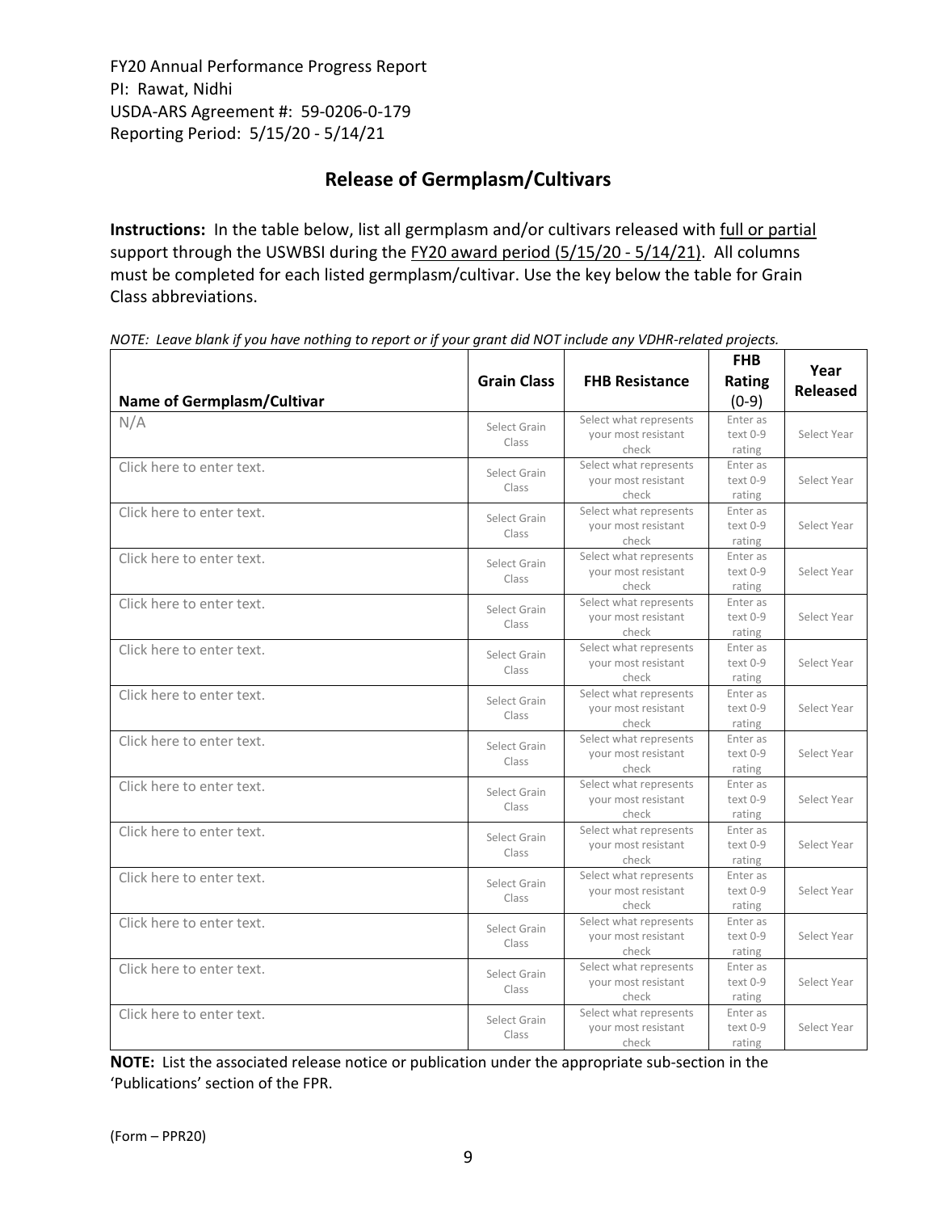FY20 Annual Performance Progress Report
PI: Rawat, Nidhi
USDA-ARS Agreement #: 59-0206-0-179
Reporting Period: 5/15/20 - 5/14/21

## Release of Germplasm/Cultivars

**Instructions:** In the table below, list all germplasm and/or cultivars released with full or partial support through the USWBSI during the FY20 award period (5/15/20 - 5/14/21). All columns must be completed for each listed germplasm/cultivar. Use the key below the table for Grain Class abbreviations.

*NOTE: Leave blank if you have nothing to report or if your grant did NOT include any VDHR-related projects.*

| Name of Germplasm/Cultivar | Grain Class | FHB Resistance | FHB Rating (0-9) | Year Released |
|---|---|---|---|---|
| N/A | Select Grain Class | Select what represents your most resistant check | Enter as text 0-9 rating | Select Year |
| Click here to enter text. | Select Grain Class | Select what represents your most resistant check | Enter as text 0-9 rating | Select Year |
| Click here to enter text. | Select Grain Class | Select what represents your most resistant check | Enter as text 0-9 rating | Select Year |
| Click here to enter text. | Select Grain Class | Select what represents your most resistant check | Enter as text 0-9 rating | Select Year |
| Click here to enter text. | Select Grain Class | Select what represents your most resistant check | Enter as text 0-9 rating | Select Year |
| Click here to enter text. | Select Grain Class | Select what represents your most resistant check | Enter as text 0-9 rating | Select Year |
| Click here to enter text. | Select Grain Class | Select what represents your most resistant check | Enter as text 0-9 rating | Select Year |
| Click here to enter text. | Select Grain Class | Select what represents your most resistant check | Enter as text 0-9 rating | Select Year |
| Click here to enter text. | Select Grain Class | Select what represents your most resistant check | Enter as text 0-9 rating | Select Year |
| Click here to enter text. | Select Grain Class | Select what represents your most resistant check | Enter as text 0-9 rating | Select Year |
| Click here to enter text. | Select Grain Class | Select what represents your most resistant check | Enter as text 0-9 rating | Select Year |
| Click here to enter text. | Select Grain Class | Select what represents your most resistant check | Enter as text 0-9 rating | Select Year |
| Click here to enter text. | Select Grain Class | Select what represents your most resistant check | Enter as text 0-9 rating | Select Year |
| Click here to enter text. | Select Grain Class | Select what represents your most resistant check | Enter as text 0-9 rating | Select Year |

**NOTE:** List the associated release notice or publication under the appropriate sub-section in the 'Publications' section of the FPR.

(Form – PPR20)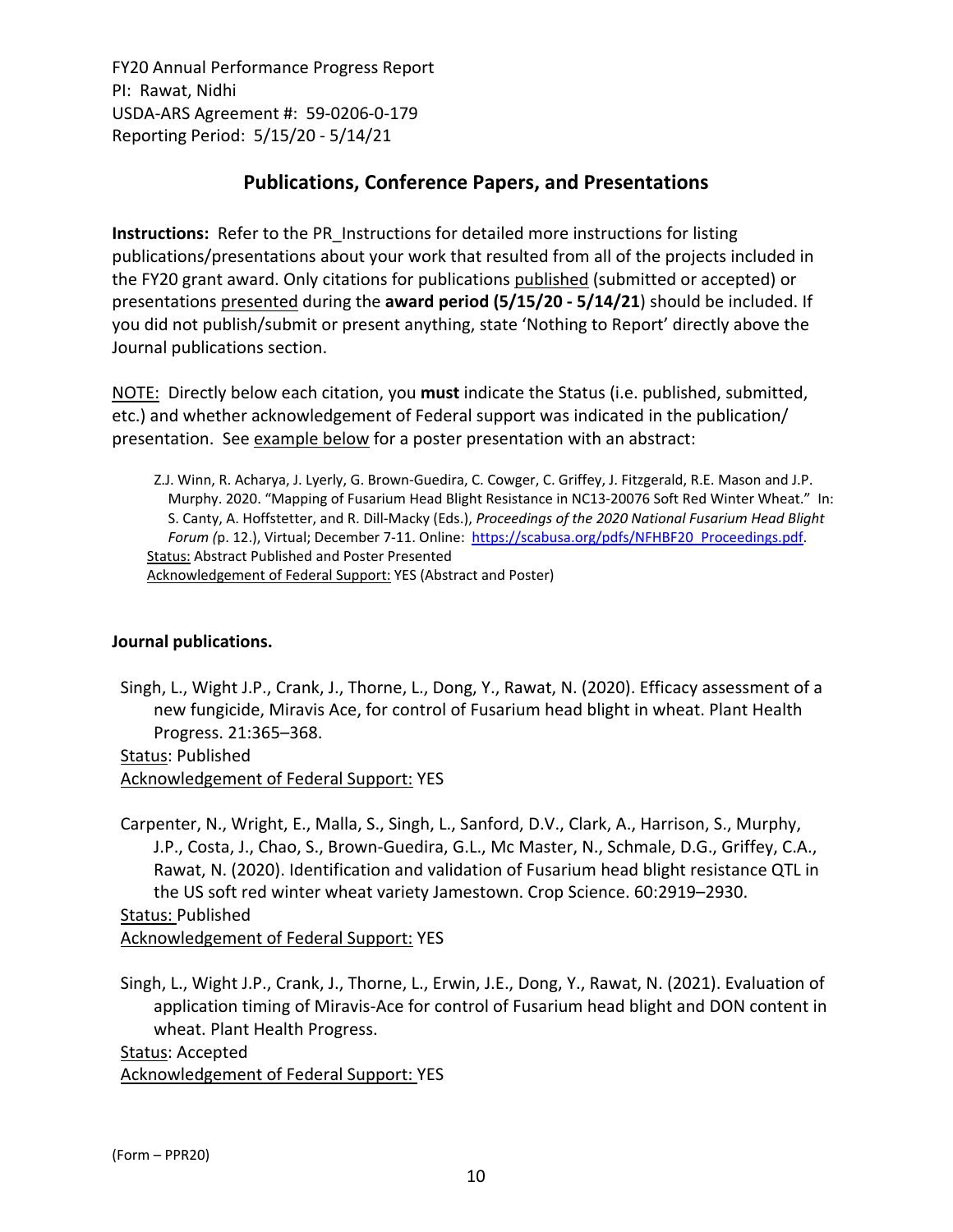FY20 Annual Performance Progress Report
PI: Rawat, Nidhi
USDA-ARS Agreement #: 59-0206-0-179
Reporting Period: 5/15/20 - 5/14/21

## Publications, Conference Papers, and Presentations

**Instructions:** Refer to the PR_Instructions for detailed more instructions for listing publications/presentations about your work that resulted from all of the projects included in the FY20 grant award. Only citations for publications published (submitted or accepted) or presentations presented during the **award period (5/15/20 - 5/14/21**) should be included. If you did not publish/submit or present anything, state 'Nothing to Report' directly above the Journal publications section.

NOTE: Directly below each citation, you **must** indicate the Status (i.e. published, submitted, etc.) and whether acknowledgement of Federal support was indicated in the publication/ presentation. See example below for a poster presentation with an abstract:

> Z.J. Winn, R. Acharya, J. Lyerly, G. Brown-Guedira, C. Cowger, C. Griffey, J. Fitzgerald, R.E. Mason and J.P. Murphy. 2020. "Mapping of Fusarium Head Blight Resistance in NC13-20076 Soft Red Winter Wheat." In: S. Canty, A. Hoffstetter, and R. Dill-Macky (Eds.), *Proceedings of the 2020 National Fusarium Head Blight Forum (*p. 12.), Virtual; December 7-11. Online: https://scabusa.org/pdfs/NFHBF20_Proceedings.pdf.
> Status: Abstract Published and Poster Presented
> Acknowledgement of Federal Support: YES (Abstract and Poster)

**Journal publications.**

Singh, L., Wight J.P., Crank, J., Thorne, L., Dong, Y., Rawat, N. (2020). Efficacy assessment of a new fungicide, Miravis Ace, for control of Fusarium head blight in wheat. Plant Health Progress. 21:365–368.
Status: Published
Acknowledgement of Federal Support: YES

Carpenter, N., Wright, E., Malla, S., Singh, L., Sanford, D.V., Clark, A., Harrison, S., Murphy, J.P., Costa, J., Chao, S., Brown-Guedira, G.L., Mc Master, N., Schmale, D.G., Griffey, C.A., Rawat, N. (2020). Identification and validation of Fusarium head blight resistance QTL in the US soft red winter wheat variety Jamestown. Crop Science. 60:2919–2930.
Status: Published
Acknowledgement of Federal Support: YES

Singh, L., Wight J.P., Crank, J., Thorne, L., Erwin, J.E., Dong, Y., Rawat, N. (2021). Evaluation of application timing of Miravis-Ace for control of Fusarium head blight and DON content in wheat. Plant Health Progress.
Status: Accepted
Acknowledgement of Federal Support: YES

(Form – PPR20)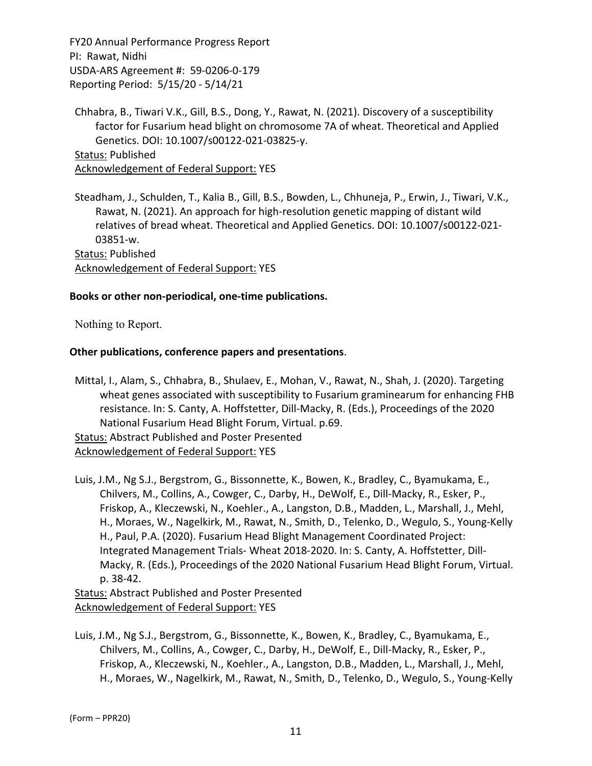Chhabra, B., Tiwari V.K., Gill, B.S., Dong, Y., Rawat, N. (2021). Discovery of a susceptibility factor for Fusarium head blight on chromosome 7A of wheat. Theoretical and Applied Genetics. DOI: 10.1007/s00122-021-03825-y.
<u>Status:</u> Published
<u>Acknowledgement of Federal Support:</u> YES

Steadham, J., Schulden, T., Kalia B., Gill, B.S., Bowden, L., Chhuneja, P., Erwin, J., Tiwari, V.K., Rawat, N. (2021). An approach for high-resolution genetic mapping of distant wild relatives of bread wheat. Theoretical and Applied Genetics. DOI: 10.1007/s00122-021-03851-w.
<u>Status:</u> Published
<u>Acknowledgement of Federal Support:</u> YES

**Books or other non-periodical, one-time publications.**

Nothing to Report.

**Other publications, conference papers and presentations**.

Mittal, I., Alam, S., Chhabra, B., Shulaev, E., Mohan, V., Rawat, N., Shah, J. (2020). Targeting wheat genes associated with susceptibility to Fusarium graminearum for enhancing FHB resistance. In: S. Canty, A. Hoffstetter, Dill-Macky, R. (Eds.), Proceedings of the 2020 National Fusarium Head Blight Forum, Virtual. p.69.
<u>Status:</u> Abstract Published and Poster Presented
<u>Acknowledgement of Federal Support:</u> YES

Luis, J.M., Ng S.J., Bergstrom, G., Bissonnette, K., Bowen, K., Bradley, C., Byamukama, E., Chilvers, M., Collins, A., Cowger, C., Darby, H., DeWolf, E., Dill-Macky, R., Esker, P., Friskop, A., Kleczewski, N., Koehler., A., Langston, D.B., Madden, L., Marshall, J., Mehl, H., Moraes, W., Nagelkirk, M., Rawat, N., Smith, D., Telenko, D., Wegulo, S., Young-Kelly H., Paul, P.A. (2020). Fusarium Head Blight Management Coordinated Project: Integrated Management Trials- Wheat 2018-2020. In: S. Canty, A. Hoffstetter, Dill-Macky, R. (Eds.), Proceedings of the 2020 National Fusarium Head Blight Forum, Virtual. p. 38-42.
<u>Status:</u> Abstract Published and Poster Presented
<u>Acknowledgement of Federal Support:</u> YES

Luis, J.M., Ng S.J., Bergstrom, G., Bissonnette, K., Bowen, K., Bradley, C., Byamukama, E., Chilvers, M., Collins, A., Cowger, C., Darby, H., DeWolf, E., Dill-Macky, R., Esker, P., Friskop, A., Kleczewski, N., Koehler., A., Langston, D.B., Madden, L., Marshall, J., Mehl, H., Moraes, W., Nagelkirk, M., Rawat, N., Smith, D., Telenko, D., Wegulo, S., Young-Kelly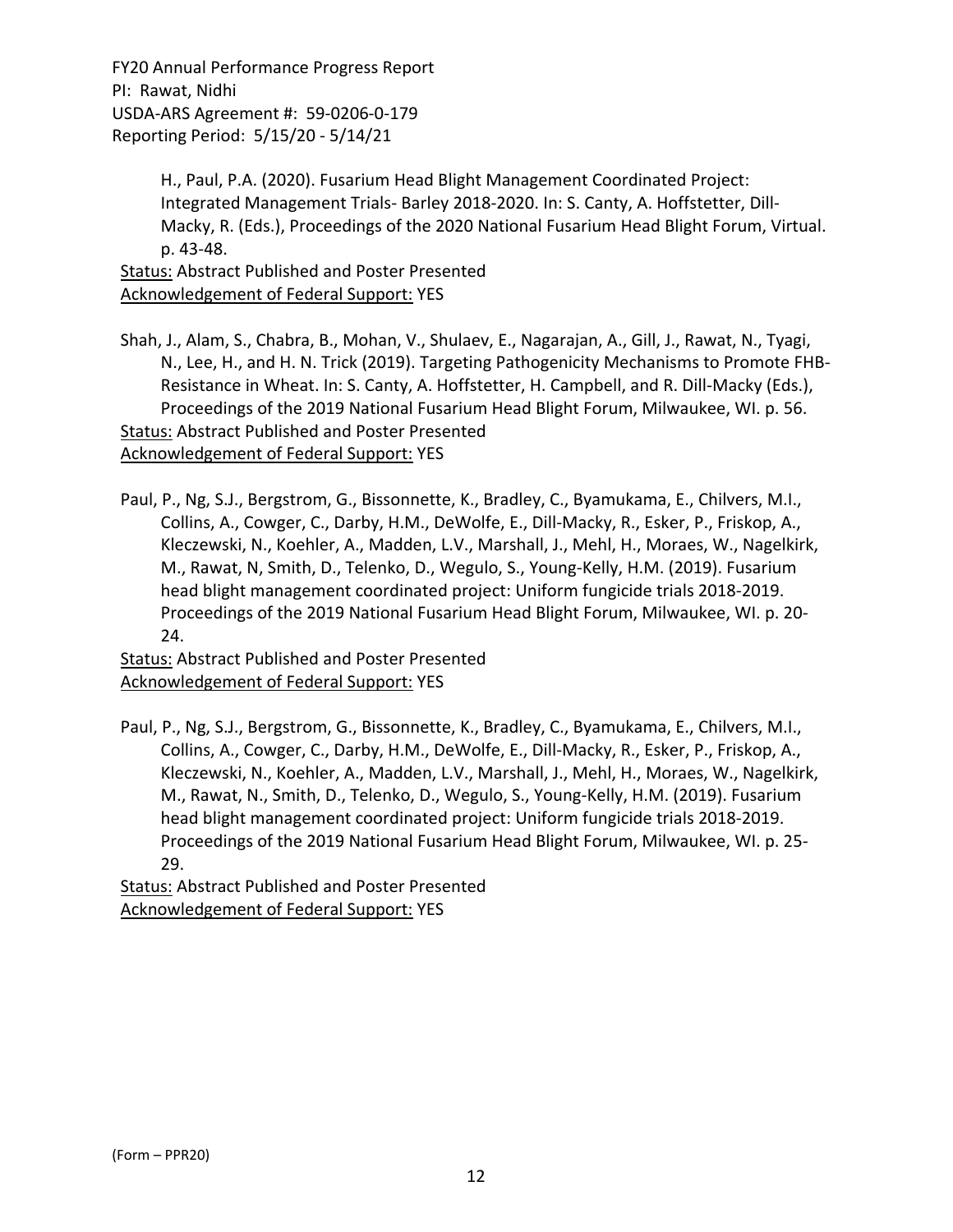H., Paul, P.A. (2020). Fusarium Head Blight Management Coordinated Project: Integrated Management Trials- Barley 2018-2020. In: S. Canty, A. Hoffstetter, Dill-Macky, R. (Eds.), Proceedings of the 2020 National Fusarium Head Blight Forum, Virtual. p. 43-48.

Status: Abstract Published and Poster Presented
Acknowledgement of Federal Support: YES

Shah, J., Alam, S., Chabra, B., Mohan, V., Shulaev, E., Nagarajan, A., Gill, J., Rawat, N., Tyagi, N., Lee, H., and H. N. Trick (2019). Targeting Pathogenicity Mechanisms to Promote FHB-Resistance in Wheat. In: S. Canty, A. Hoffstetter, H. Campbell, and R. Dill-Macky (Eds.), Proceedings of the 2019 National Fusarium Head Blight Forum, Milwaukee, WI. p. 56.

Status: Abstract Published and Poster Presented
Acknowledgement of Federal Support: YES

Paul, P., Ng, S.J., Bergstrom, G., Bissonnette, K., Bradley, C., Byamukama, E., Chilvers, M.I., Collins, A., Cowger, C., Darby, H.M., DeWolfe, E., Dill-Macky, R., Esker, P., Friskop, A., Kleczewski, N., Koehler, A., Madden, L.V., Marshall, J., Mehl, H., Moraes, W., Nagelkirk, M., Rawat, N, Smith, D., Telenko, D., Wegulo, S., Young-Kelly, H.M. (2019). Fusarium head blight management coordinated project: Uniform fungicide trials 2018-2019. Proceedings of the 2019 National Fusarium Head Blight Forum, Milwaukee, WI. p. 20-24.

Status: Abstract Published and Poster Presented
Acknowledgement of Federal Support: YES

Paul, P., Ng, S.J., Bergstrom, G., Bissonnette, K., Bradley, C., Byamukama, E., Chilvers, M.I., Collins, A., Cowger, C., Darby, H.M., DeWolfe, E., Dill-Macky, R., Esker, P., Friskop, A., Kleczewski, N., Koehler, A., Madden, L.V., Marshall, J., Mehl, H., Moraes, W., Nagelkirk, M., Rawat, N., Smith, D., Telenko, D., Wegulo, S., Young-Kelly, H.M. (2019). Fusarium head blight management coordinated project: Uniform fungicide trials 2018-2019. Proceedings of the 2019 National Fusarium Head Blight Forum, Milwaukee, WI. p. 25-29.

Status: Abstract Published and Poster Presented
Acknowledgement of Federal Support: YES